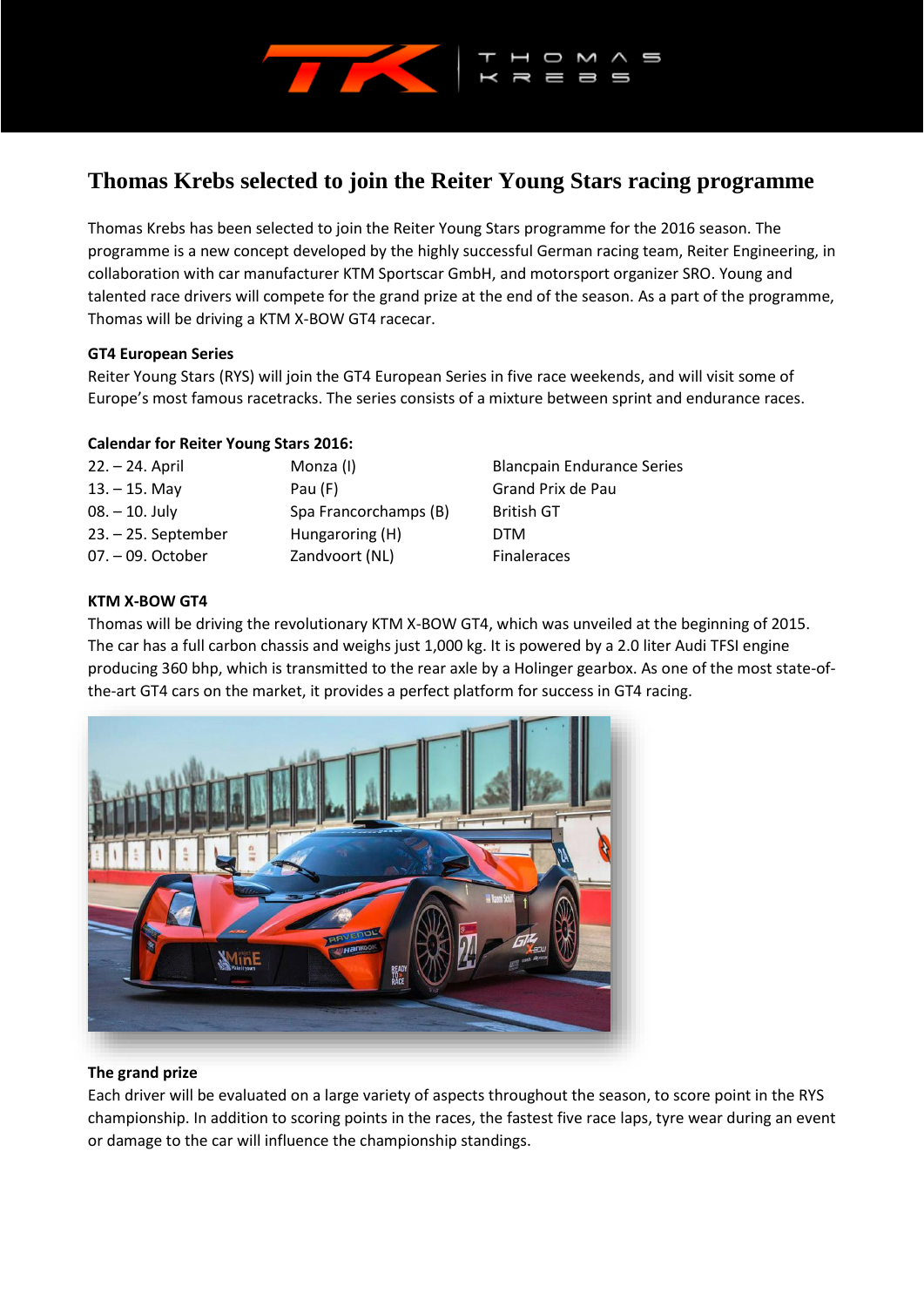# Thomas Krebs selected to join the Reiter Young Stars racing programme

Thomas Krebs has been selected to join the Reiter Young Stars programme for the 2016 season. The programme is a new concept developed by the highly successful German racing team, Reiter Engineering, in collaboration with car manufacturer KTM Sportscar GmbH, and motorsport organizer SRO. Young and talented race drivers will compete for the grand prize at the end of the season. As a part of the programme, Thomas will be driving a KTM X-BOW GT4 racecar.

**GT4 European Series**

Reiter Young Stars (RYS) will join the GT4 European Series in five race weekends, and will visit some of Europe's most famous racetracks. The series consists of a mixture between sprint and endurance races.

**Calendar for Reiter Young Stars 2016:**

| | | |
|---|---|---|
| 22. – 24. April | Monza (I) | Blancpain Endurance Series |
| 13. – 15. May | Pau (F) | Grand Prix de Pau |
| 08. – 10. July | Spa Francorchamps (B) | British GT |
| 23. – 25. September | Hungaroring (H) | DTM |
| 07. – 09. October | Zandvoort (NL) | Finaleraces |

**KTM X-BOW GT4**

Thomas will be driving the revolutionary KTM X-BOW GT4, which was unveiled at the beginning of 2015. The car has a full carbon chassis and weighs just 1,000 kg. It is powered by a 2.0 liter Audi TFSI engine producing 360 bhp, which is transmitted to the rear axle by a Holinger gearbox. As one of the most state-of-the-art GT4 cars on the market, it provides a perfect platform for success in GT4 racing.

**The grand prize**

Each driver will be evaluated on a large variety of aspects throughout the season, to score point in the RYS championship. In addition to scoring points in the races, the fastest five race laps, tyre wear during an event or damage to the car will influence the championship standings.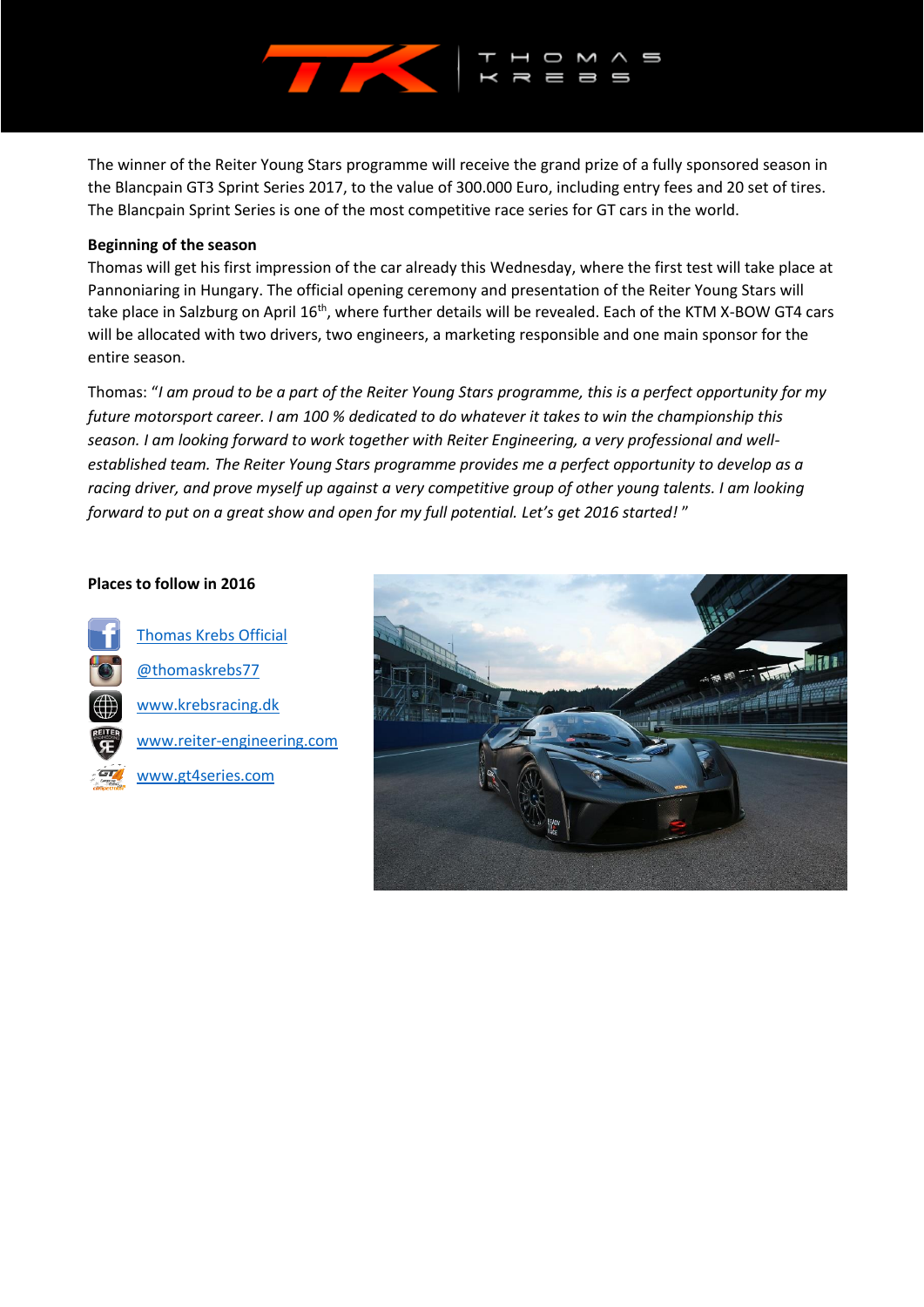The winner of the Reiter Young Stars programme will receive the grand prize of a fully sponsored season in the Blancpain GT3 Sprint Series 2017, to the value of 300.000 Euro, including entry fees and 20 set of tires. The Blancpain Sprint Series is one of the most competitive race series for GT cars in the world.

**Beginning of the season**

Thomas will get his first impression of the car already this Wednesday, where the first test will take place at Pannoniaring in Hungary. The official opening ceremony and presentation of the Reiter Young Stars will take place in Salzburg on April 16th, where further details will be revealed. Each of the KTM X-BOW GT4 cars will be allocated with two drivers, two engineers, a marketing responsible and one main sponsor for the entire season.

Thomas: "*I am proud to be a part of the Reiter Young Stars programme, this is a perfect opportunity for my future motorsport career. I am 100 % dedicated to do whatever it takes to win the championship this season. I am looking forward to work together with Reiter Engineering, a very professional and well-established team. The Reiter Young Stars programme provides me a perfect opportunity to develop as a racing driver, and prove myself up against a very competitive group of other young talents. I am looking forward to put on a great show and open for my full potential. Let's get 2016 started!* "

**Places to follow in 2016**

- Thomas Krebs Official
- @thomaskrebs77
- www.krebsracing.dk
- www.reiter-engineering.com
- www.gt4series.com